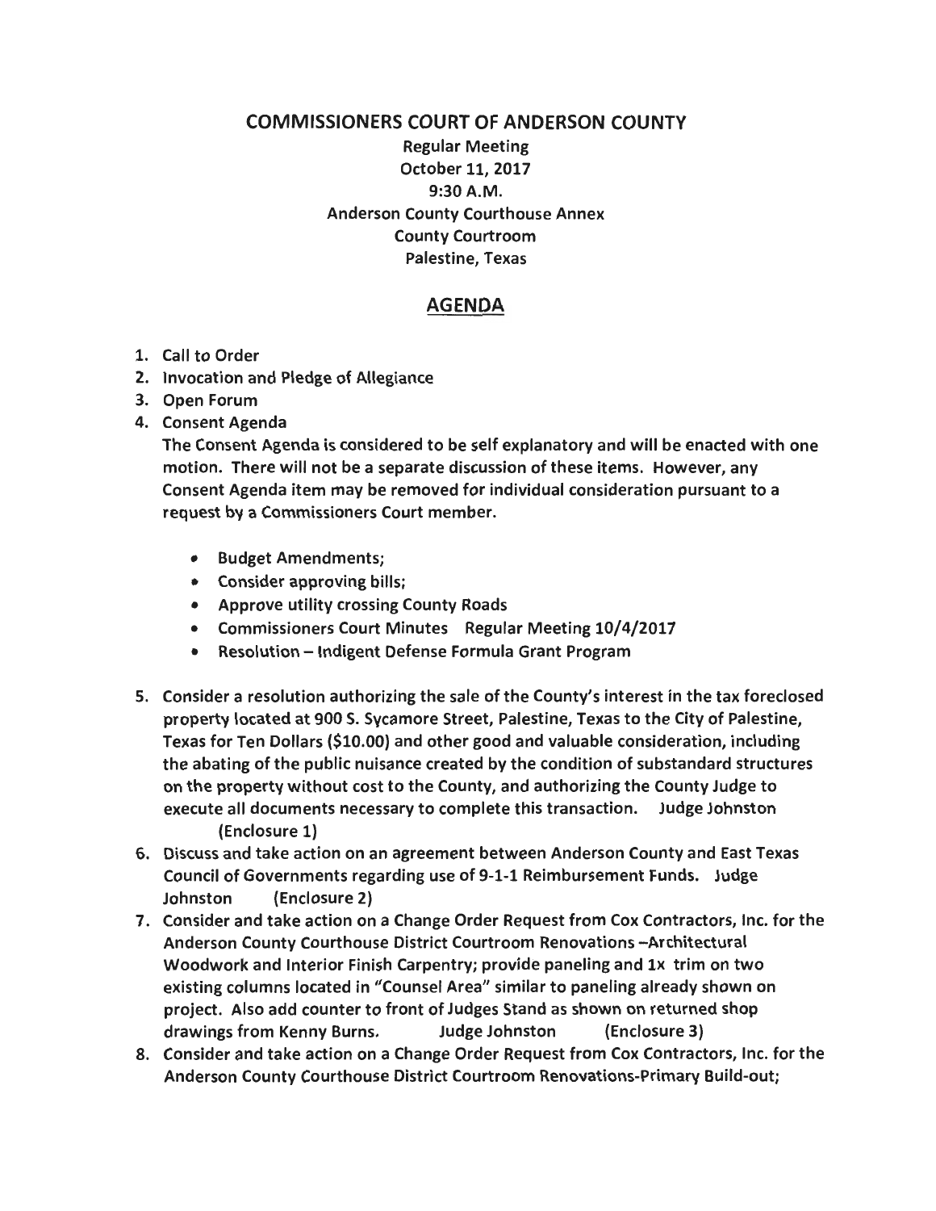# COMMISSIONERS COURT OF ANDERSON COUNTY

Regular Meeting
October 11, 2017
9:30 A.M.
Anderson County Courthouse Annex
County Courtroom
Palestine, Texas

## AGENDA

1. Call to Order
2. Invocation and Pledge of Allegiance
3. Open Forum
4. Consent Agenda

   The Consent Agenda is considered to be self explanatory and will be enacted with one motion. There will not be a separate discussion of these items. However, any Consent Agenda item may be removed for individual consideration pursuant to a request by a Commissioners Court member.

   - Budget Amendments;
   - Consider approving bills;
   - Approve utility crossing County Roads
   - Commissioners Court Minutes Regular Meeting 10/4/2017
   - Resolution – Indigent Defense Formula Grant Program

5. Consider a resolution authorizing the sale of the County's interest in the tax foreclosed property located at 900 S. Sycamore Street, Palestine, Texas to the City of Palestine, Texas for Ten Dollars ($10.00) and other good and valuable consideration, including the abating of the public nuisance created by the condition of substandard structures on the property without cost to the County, and authorizing the County Judge to execute all documents necessary to complete this transaction. Judge Johnston (Enclosure 1)
6. Discuss and take action on an agreement between Anderson County and East Texas Council of Governments regarding use of 9-1-1 Reimbursement Funds. Judge Johnston (Enclosure 2)
7. Consider and take action on a Change Order Request from Cox Contractors, Inc. for the Anderson County Courthouse District Courtroom Renovations –Architectural Woodwork and Interior Finish Carpentry; provide paneling and 1x trim on two existing columns located in "Counsel Area" similar to paneling already shown on project. Also add counter to front of Judges Stand as shown on returned shop drawings from Kenny Burns. Judge Johnston (Enclosure 3)
8. Consider and take action on a Change Order Request from Cox Contractors, Inc. for the Anderson County Courthouse District Courtroom Renovations-Primary Build-out;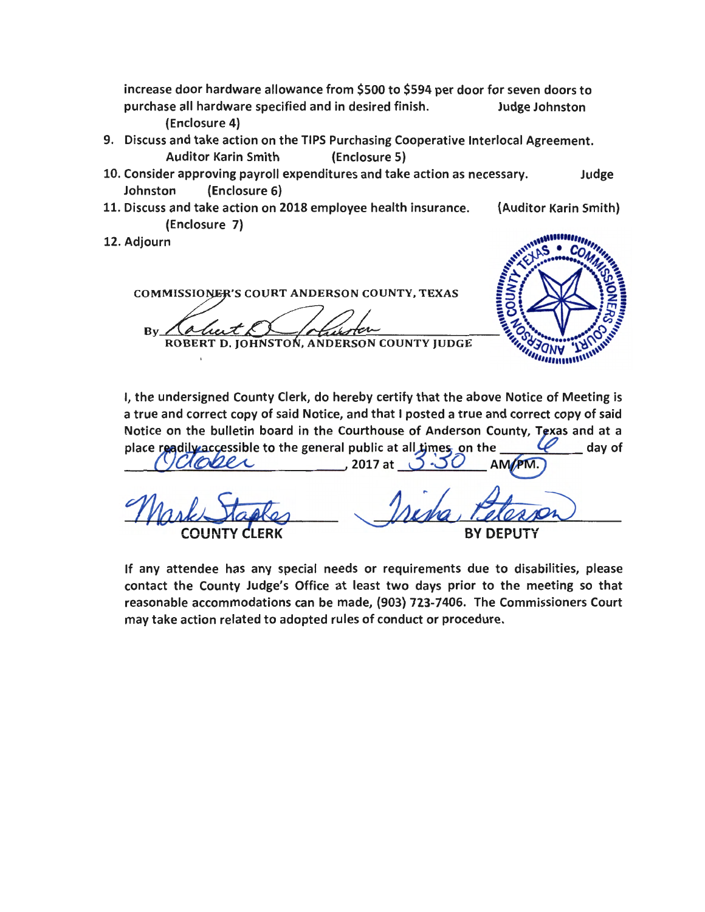increase door hardware allowance from $500 to $594 per door for seven doors to purchase all hardware specified and in desired finish. Judge Johnston (Enclosure 4)

9. Discuss and take action on the TIPS Purchasing Cooperative Interlocal Agreement. Auditor Karin Smith (Enclosure 5)
10. Consider approving payroll expenditures and take action as necessary. Judge Johnston (Enclosure 6)
11. Discuss and take action on 2018 employee health insurance. (Auditor Karin Smith) (Enclosure 7)
12. Adjourn

COMMISSIONER'S COURT ANDERSON COUNTY, TEXAS

By Robert D. Johnston

ROBERT D. JOHNSTON, ANDERSON COUNTY JUDGE

ANDERSON COUNTY TEXAS • COMMISSIONERS COURT

I, the undersigned County Clerk, do hereby certify that the above Notice of Meeting is a true and correct copy of said Notice, and that I posted a true and correct copy of said Notice on the bulletin board in the Courthouse of Anderson County, Texas and at a place readily accessible to the general public at all times on the 6 day of October, 2017 at 3:30 AM/PM.

Mark Staples
COUNTY CLERK

Trisha Peterson
BY DEPUTY

If any attendee has any special needs or requirements due to disabilities, please contact the County Judge's Office at least two days prior to the meeting so that reasonable accommodations can be made, (903) 723-7406. The Commissioners Court may take action related to adopted rules of conduct or procedure.